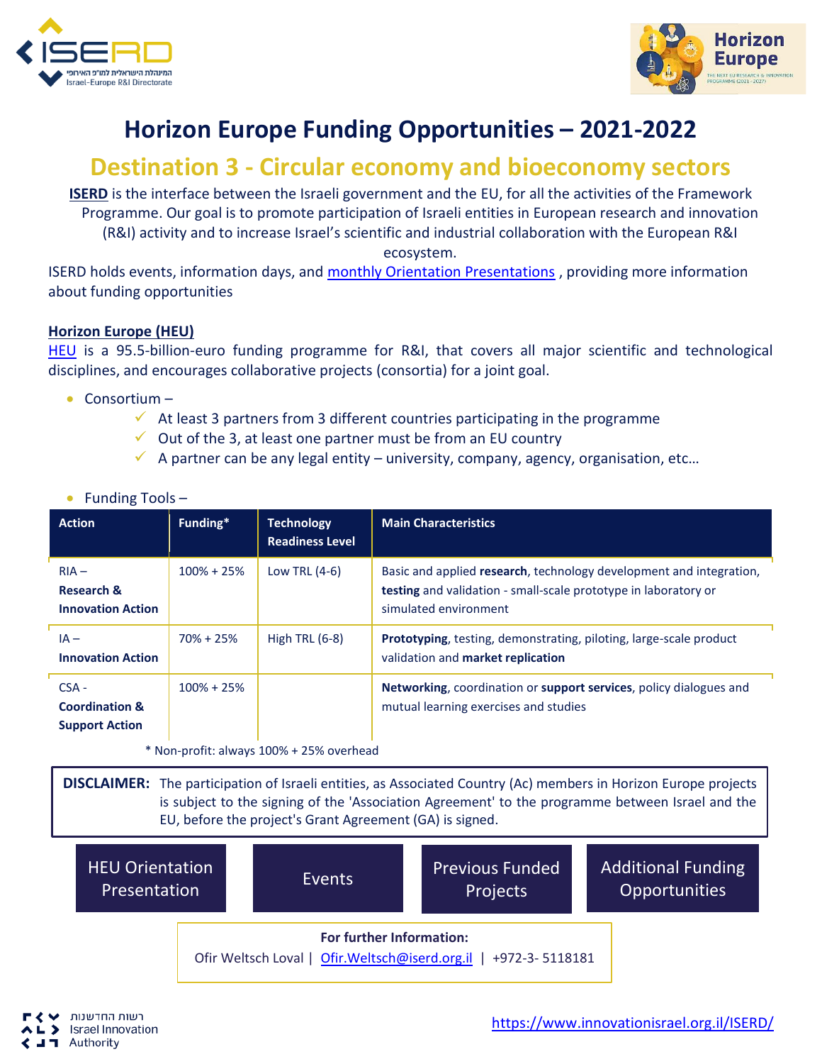# Horizon Europe Funding Opportunities – 2021-2022

## Destination 3 - Circular economy and bioeconomy sectors

**ISERD** is the interface between the Israeli government and the EU, for all the activities of the Framework Programme. Our goal is to promote participation of Israeli entities in European research and innovation (R&I) activity and to increase Israel's scientific and industrial collaboration with the European R&I ecosystem.

ISERD holds events, information days, and monthly Orientation Presentations , providing more information about funding opportunities

**Horizon Europe (HEU)**

HEU is a 95.5-billion-euro funding programme for R&I, that covers all major scientific and technological disciplines, and encourages collaborative projects (consortia) for a joint goal.

- Consortium –
  - ✓ At least 3 partners from 3 different countries participating in the programme
  - ✓ Out of the 3, at least one partner must be from an EU country
  - ✓ A partner can be any legal entity – university, company, agency, organisation, etc…
- Funding Tools –

| Action | Funding* | Technology Readiness Level | Main Characteristics |
|---|---|---|---|
| RIA – **Research & Innovation Action** | 100% + 25% | Low TRL (4-6) | Basic and applied **research**, technology development and integration, **testing** and validation - small-scale prototype in laboratory or simulated environment |
| IA – **Innovation Action** | 70% + 25% | High TRL (6-8) | **Prototyping**, testing, demonstrating, piloting, large-scale product validation and **market replication** |
| CSA - **Coordination & Support Action** | 100% + 25% | | **Networking**, coordination or **support services**, policy dialogues and mutual learning exercises and studies |

\* Non-profit: always 100% + 25% overhead

**DISCLAIMER:** The participation of Israeli entities, as Associated Country (Ac) members in Horizon Europe projects is subject to the signing of the 'Association Agreement' to the programme between Israel and the EU, before the project's Grant Agreement (GA) is signed.

HEU Orientation Presentation | Events | Previous Funded Projects | Additional Funding Opportunities

**For further Information:**
Ofir Weltsch Loval | Ofir.Weltsch@iserd.org.il | +972-3- 5118181

https://www.innovationisrael.org.il/ISERD/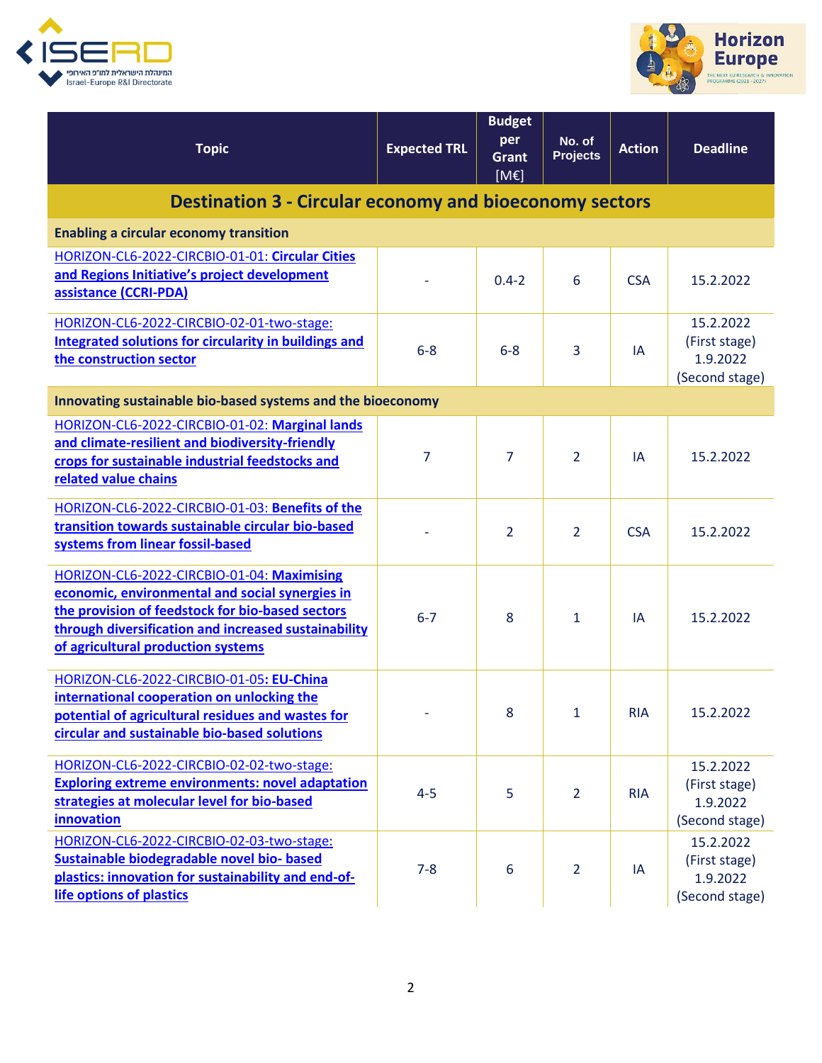| Topic | Expected TRL | Budget per Grant [M€] | No. of Projects | Action | Deadline |
|---|---|---|---|---|---|
| **Destination 3 - Circular economy and bioeconomy sectors** | | | | | |
| **Enabling a circular economy transition** | | | | | |
| HORIZON-CL6-2022-CIRCBIO-01-01: **Circular Cities and Regions Initiative's project development assistance (CCRI-PDA)** | - | 0.4-2 | 6 | CSA | 15.2.2022 |
| HORIZON-CL6-2022-CIRCBIO-02-01-two-stage: **Integrated solutions for circularity in buildings and the construction sector** | 6-8 | 6-8 | 3 | IA | 15.2.2022 (First stage) 1.9.2022 (Second stage) |
| **Innovating sustainable bio-based systems and the bioeconomy** | | | | | |
| HORIZON-CL6-2022-CIRCBIO-01-02: **Marginal lands and climate-resilient and biodiversity-friendly crops for sustainable industrial feedstocks and related value chains** | 7 | 7 | 2 | IA | 15.2.2022 |
| HORIZON-CL6-2022-CIRCBIO-01-03: **Benefits of the transition towards sustainable circular bio-based systems from linear fossil-based** | - | 2 | 2 | CSA | 15.2.2022 |
| HORIZON-CL6-2022-CIRCBIO-01-04: **Maximising economic, environmental and social synergies in the provision of feedstock for bio-based sectors through diversification and increased sustainability of agricultural production systems** | 6-7 | 8 | 1 | IA | 15.2.2022 |
| HORIZON-CL6-2022-CIRCBIO-01-05**: EU-China international cooperation on unlocking the potential of agricultural residues and wastes for circular and sustainable bio-based solutions** | - | 8 | 1 | RIA | 15.2.2022 |
| HORIZON-CL6-2022-CIRCBIO-02-02-two-stage: **Exploring extreme environments: novel adaptation strategies at molecular level for bio-based innovation** | 4-5 | 5 | 2 | RIA | 15.2.2022 (First stage) 1.9.2022 (Second stage) |
| HORIZON-CL6-2022-CIRCBIO-02-03-two-stage: **Sustainable biodegradable novel bio- based plastics: innovation for sustainability and end-of-life options of plastics** | 7-8 | 6 | 2 | IA | 15.2.2022 (First stage) 1.9.2022 (Second stage) |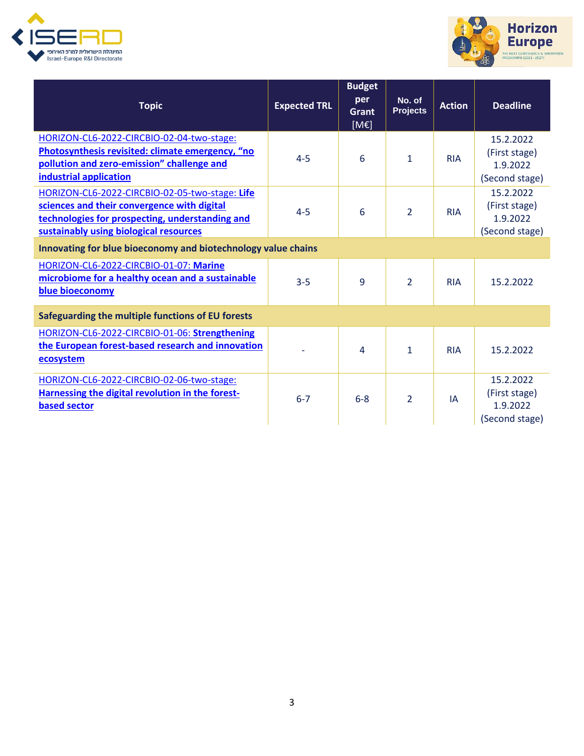| Topic | Expected TRL | Budget per Grant [M€] | No. of Projects | Action | Deadline |
|---|---|---|---|---|---|
| HORIZON-CL6-2022-CIRCBIO-02-04-two-stage: **Photosynthesis revisited: climate emergency, "no pollution and zero-emission" challenge and industrial application** | 4-5 | 6 | 1 | RIA | 15.2.2022 (First stage) 1.9.2022 (Second stage) |
| HORIZON-CL6-2022-CIRCBIO-02-05-two-stage: **Life sciences and their convergence with digital technologies for prospecting, understanding and sustainably using biological resources** | 4-5 | 6 | 2 | RIA | 15.2.2022 (First stage) 1.9.2022 (Second stage) |
| **Innovating for blue bioeconomy and biotechnology value chains** | | | | | |
| HORIZON-CL6-2022-CIRCBIO-01-07: **Marine microbiome for a healthy ocean and a sustainable blue bioeconomy** | 3-5 | 9 | 2 | RIA | 15.2.2022 |
| **Safeguarding the multiple functions of EU forests** | | | | | |
| HORIZON-CL6-2022-CIRCBIO-01-06: **Strengthening the European forest-based research and innovation ecosystem** | - | 4 | 1 | RIA | 15.2.2022 |
| HORIZON-CL6-2022-CIRCBIO-02-06-two-stage: **Harnessing the digital revolution in the forest-based sector** | 6-7 | 6-8 | 2 | IA | 15.2.2022 (First stage) 1.9.2022 (Second stage) |